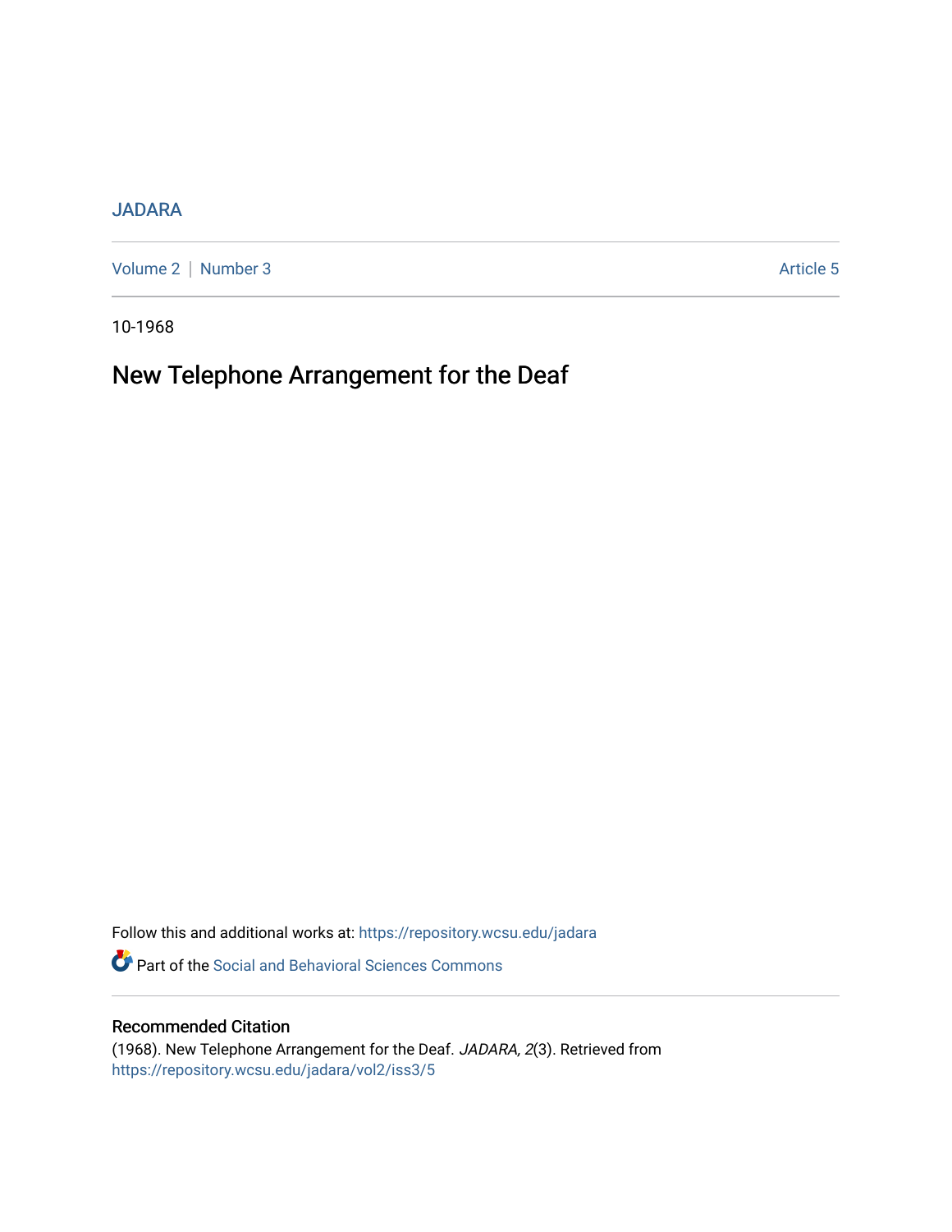JADARA

Volume 2 | Number 3 Article 5

10-1968

# New Telephone Arrangement for the Deaf

Follow this and additional works at: https://repository.wcsu.edu/jadara

Part of the Social and Behavioral Sciences Commons

## Recommended Citation

(1968). New Telephone Arrangement for the Deaf. *JADARA, 2*(3). Retrieved from https://repository.wcsu.edu/jadara/vol2/iss3/5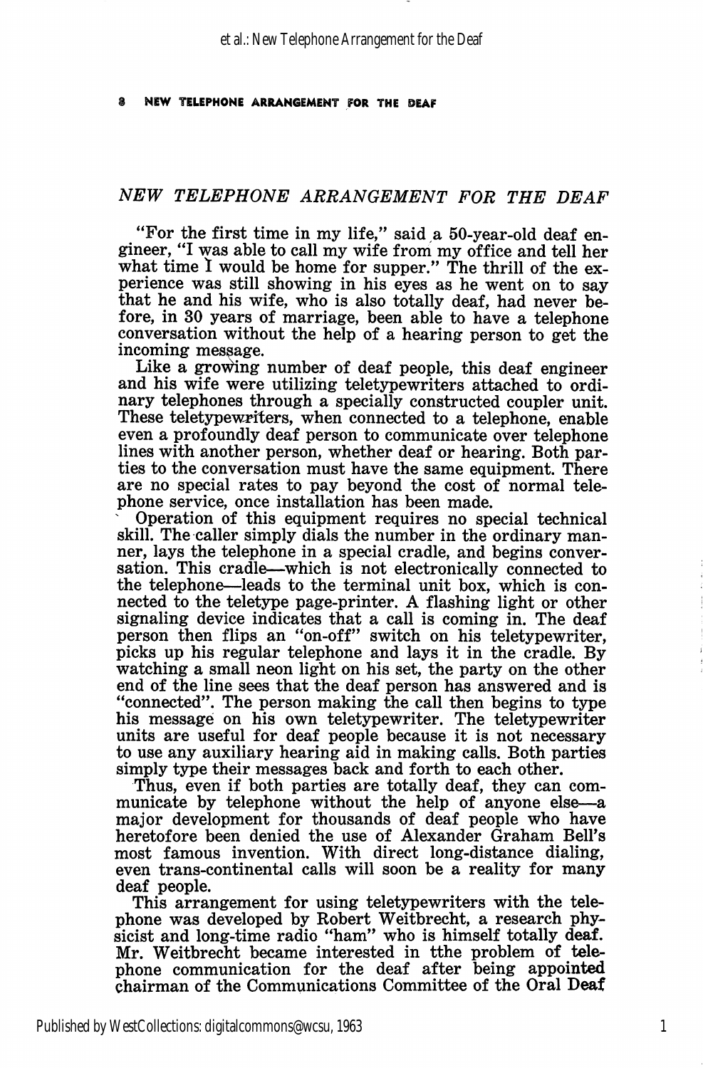## *NEW TELEPHONE ARRANGEMENT FOR THE DEAF*

"For the first time in my life," said a 50-year-old deaf engineer, "I was able to call my wife from my office and tell her what time I would be home for supper." The thrill of the experience was still showing in his eyes as he went on to say that he and his wife, who is also totally deaf, had never before, in 30 years of marriage, been able to have a telephone conversation without the help of a hearing person to get the incoming message.

Like a growing number of deaf people, this deaf engineer and his wife were utilizing teletypewriters attached to ordinary telephones through a specially constructed coupler unit. These teletypewriters, when connected to a telephone, enable even a profoundly deaf person to communicate over telephone lines with another person, whether deaf or hearing. Both parties to the conversation must have the same equipment. There are no special rates to pay beyond the cost of normal telephone service, once installation has been made.

Operation of this equipment requires no special technical skill. The caller simply dials the number in the ordinary manner, lays the telephone in a special cradle, and begins conversation. This cradle—which is not electronically connected to the telephone—leads to the terminal unit box, which is connected to the teletype page-printer. A flashing light or other signaling device indicates that a call is coming in. The deaf person then flips an "on-off" switch on his teletypewriter, picks up his regular telephone and lays it in the cradle. By watching a small neon light on his set, the party on the other end of the line sees that the deaf person has answered and is "connected". The person making the call then begins to type his message on his own teletypewriter. The teletypewriter units are useful for deaf people because it is not necessary to use any auxiliary hearing aid in making calls. Both parties simply type their messages back and forth to each other.

Thus, even if both parties are totally deaf, they can communicate by telephone without the help of anyone else—a major development for thousands of deaf people who have heretofore been denied the use of Alexander Graham Bell's most famous invention. With direct long-distance dialing, even trans-continental calls will soon be a reality for many deaf people.

This arrangement for using teletypewriters with the telephone was developed by Robert Weitbrecht, a research physicist and long-time radio "ham" who is himself totally deaf. Mr. Weitbrecht became interested in tthe problem of telephone communication for the deaf after being appointed chairman of the Communications Committee of the Oral Deaf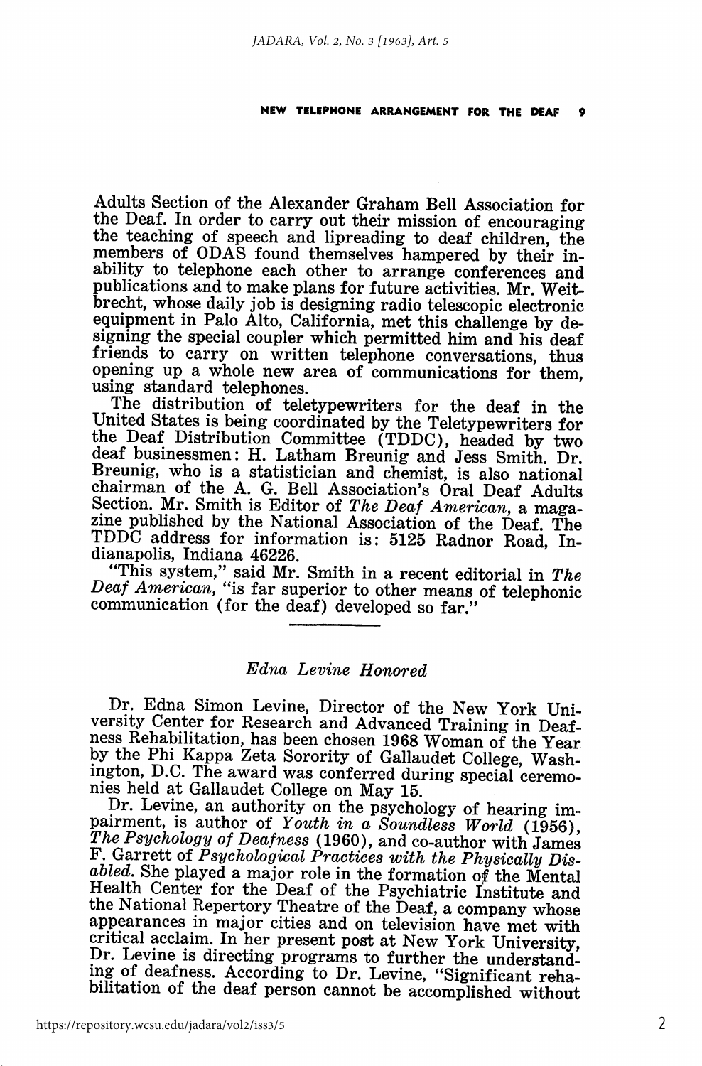Adults Section of the Alexander Graham Bell Association for the Deaf. In order to carry out their mission of encouraging the teaching of speech and lipreading to deaf children, the members of ODAS found themselves hampered by their inability to telephone each other to arrange conferences and publications and to make plans for future activities. Mr. Weitbrecht, whose daily job is designing radio telescopic electronic equipment in Palo Alto, California, met this challenge by designing the special coupler which permitted him and his deaf friends to carry on written telephone conversations, thus opening up a whole new area of communications for them, using standard telephones.

The distribution of teletypewriters for the deaf in the United States is being coordinated by the Teletypewriters for the Deaf Distribution Committee (TDDC), headed by two deaf businessmen: H. Latham Breunig and Jess Smith. Dr. Breunig, who is a statistician and chemist, is also national chairman of the A. G. Bell Association's Oral Deaf Adults Section. Mr. Smith is Editor of *The Deaf American*, a magazine published by the National Association of the Deaf. The TDDC address for information is: 5125 Radnor Road, Indianapolis, Indiana 46226.

"This system," said Mr. Smith in a recent editorial in *The Deaf American*, "is far superior to other means of telephonic communication (for the deaf) developed so far."

---

## *Edna Levine Honored*

Dr. Edna Simon Levine, Director of the New York University Center for Research and Advanced Training in Deafness Rehabilitation, has been chosen 1968 Woman of the Year by the Phi Kappa Zeta Sorority of Gallaudet College, Washington, D.C. The award was conferred during special ceremonies held at Gallaudet College on May 15.

Dr. Levine, an authority on the psychology of hearing impairment, is author of *Youth in a Soundless World* (1956), *The Psychology of Deafness* (1960), and co-author with James F. Garrett of *Psychological Practices with the Physically Disabled.* She played a major role in the formation of the Mental Health Center for the Deaf of the Psychiatric Institute and the National Repertory Theatre of the Deaf, a company whose appearances in major cities and on television have met with critical acclaim. In her present post at New York University, Dr. Levine is directing programs to further the understanding of deafness. According to Dr. Levine, "Significant rehabilitation of the deaf person cannot be accomplished without